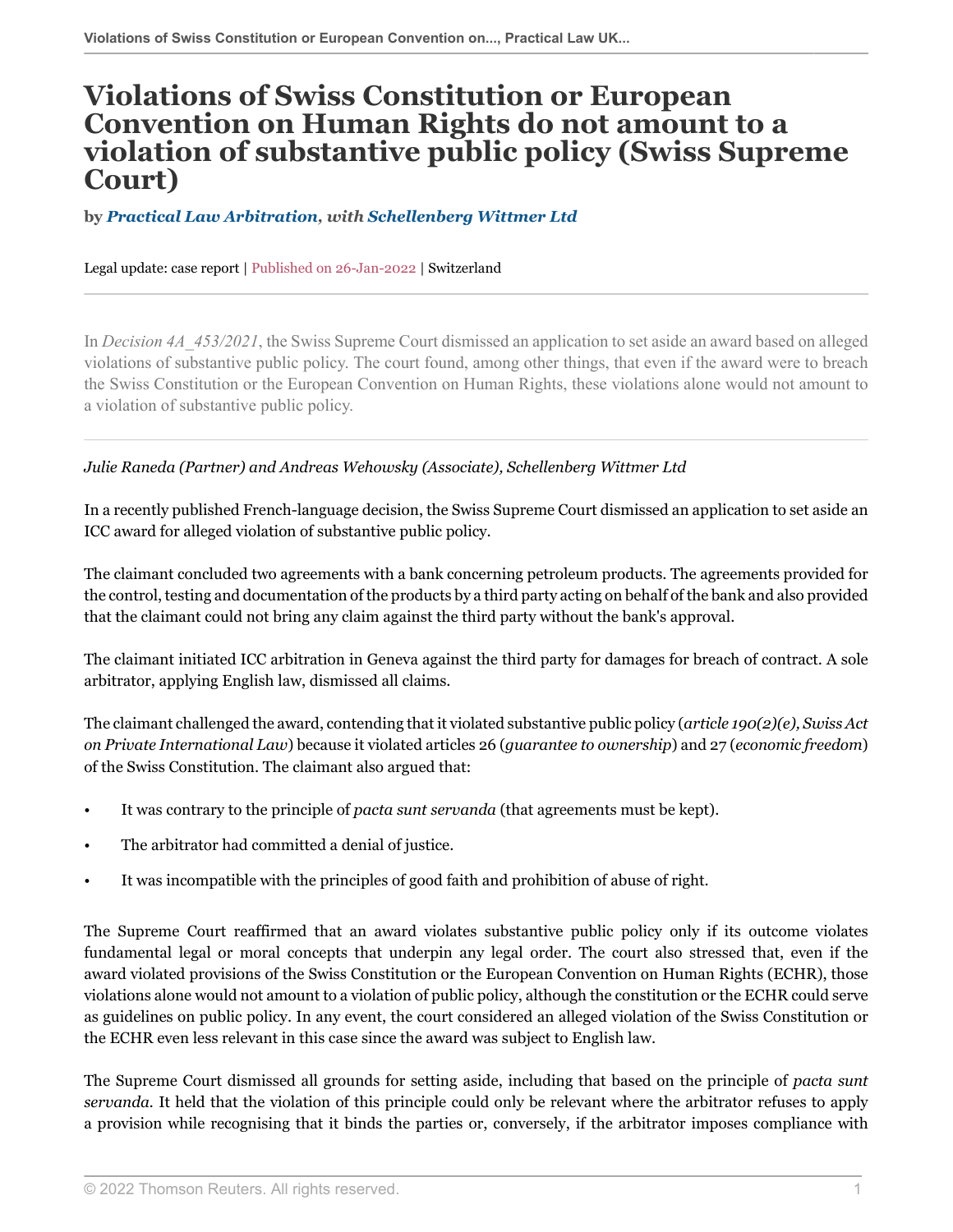# Violations of Swiss Constitution or European Convention on Human Rights do not amount to a violation of substantive public policy (Swiss Supreme Court)

**by** ***Practical Law Arbitration****, with* ***Schellenberg Wittmer Ltd***

Legal update: case report | Published on 26-Jan-2022 | Switzerland

In *Decision 4A_453/2021*, the Swiss Supreme Court dismissed an application to set aside an award based on alleged violations of substantive public policy. The court found, among other things, that even if the award were to breach the Swiss Constitution or the European Convention on Human Rights, these violations alone would not amount to a violation of substantive public policy.

*Julie Raneda (Partner) and Andreas Wehowsky (Associate), Schellenberg Wittmer Ltd*

In a recently published French-language decision, the Swiss Supreme Court dismissed an application to set aside an ICC award for alleged violation of substantive public policy.

The claimant concluded two agreements with a bank concerning petroleum products. The agreements provided for the control, testing and documentation of the products by a third party acting on behalf of the bank and also provided that the claimant could not bring any claim against the third party without the bank's approval.

The claimant initiated ICC arbitration in Geneva against the third party for damages for breach of contract. A sole arbitrator, applying English law, dismissed all claims.

The claimant challenged the award, contending that it violated substantive public policy (*article 190(2)(e), Swiss Act on Private International Law*) because it violated articles 26 (*guarantee to ownership*) and 27 (*economic freedom*) of the Swiss Constitution. The claimant also argued that:

- It was contrary to the principle of *pacta sunt servanda* (that agreements must be kept).
- The arbitrator had committed a denial of justice.
- It was incompatible with the principles of good faith and prohibition of abuse of right.

The Supreme Court reaffirmed that an award violates substantive public policy only if its outcome violates fundamental legal or moral concepts that underpin any legal order. The court also stressed that, even if the award violated provisions of the Swiss Constitution or the European Convention on Human Rights (ECHR), those violations alone would not amount to a violation of public policy, although the constitution or the ECHR could serve as guidelines on public policy. In any event, the court considered an alleged violation of the Swiss Constitution or the ECHR even less relevant in this case since the award was subject to English law.

The Supreme Court dismissed all grounds for setting aside, including that based on the principle of *pacta sunt servanda.* It held that the violation of this principle could only be relevant where the arbitrator refuses to apply a provision while recognising that it binds the parties or, conversely, if the arbitrator imposes compliance with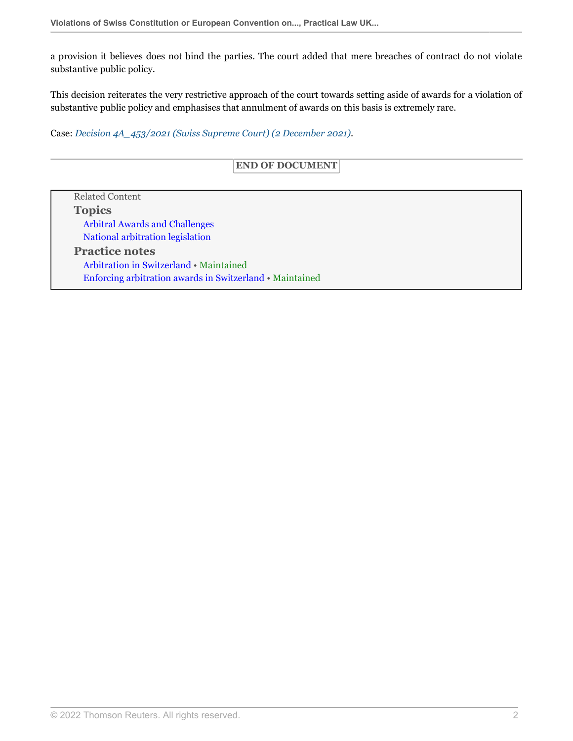a provision it believes does not bind the parties. The court added that mere breaches of contract do not violate substantive public policy.

This decision reiterates the very restrictive approach of the court towards setting aside of awards for a violation of substantive public policy and emphasises that annulment of awards on this basis is extremely rare.

Case: *Decision 4A_453/2021 (Swiss Supreme Court) (2 December 2021).*

**END OF DOCUMENT**

Related Content

**Topics**

Arbitral Awards and Challenges

National arbitration legislation

**Practice notes**

Arbitration in Switzerland • Maintained

Enforcing arbitration awards in Switzerland • Maintained